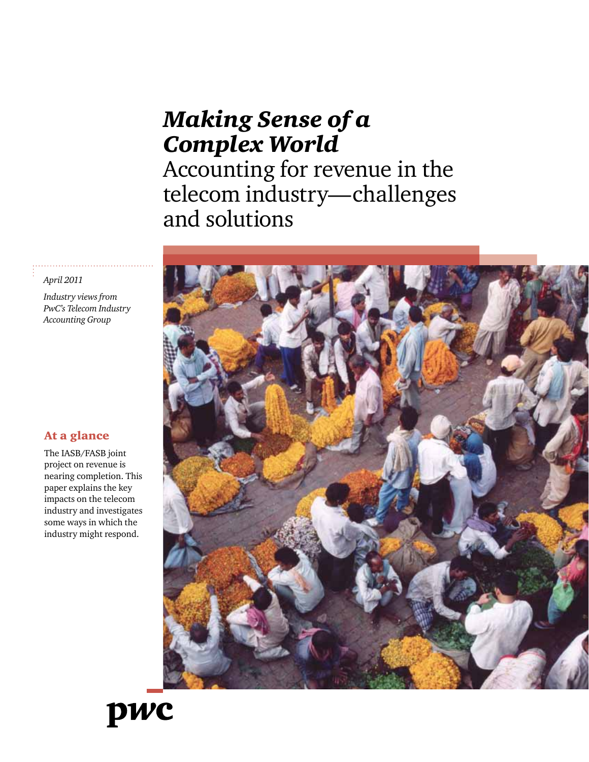# *Making Sense of a Complex World*

Accounting for revenue in the telecom industry—challenges and solutions

*April 2011*

*Industry views from PwC's Telecom Industry Accounting Group*

## At a glance

The IASB/FASB joint project on revenue is nearing completion. This paper explains the key impacts on the telecom industry and investigates some ways in which the industry might respond.

pwc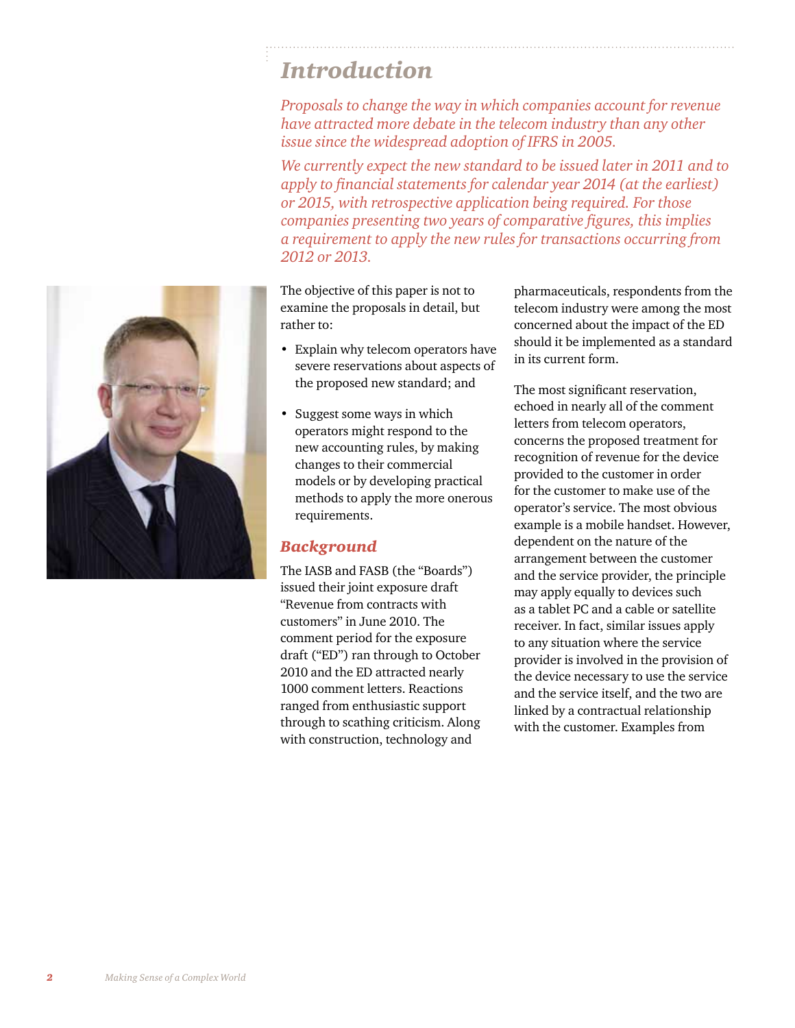# Introduction

*Proposals to change the way in which companies account for revenue have attracted more debate in the telecom industry than any other issue since the widespread adoption of IFRS in 2005.*

*We currently expect the new standard to be issued later in 2011 and to apply to financial statements for calendar year 2014 (at the earliest) or 2015, with retrospective application being required. For those companies presenting two years of comparative figures, this implies a requirement to apply the new rules for transactions occurring from 2012 or 2013.*

The objective of this paper is not to examine the proposals in detail, but rather to:

- Explain why telecom operators have severe reservations about aspects of the proposed new standard; and
- Suggest some ways in which operators might respond to the new accounting rules, by making changes to their commercial models or by developing practical methods to apply the more onerous requirements.

## Background

The IASB and FASB (the "Boards") issued their joint exposure draft "Revenue from contracts with customers" in June 2010. The comment period for the exposure draft ("ED") ran through to October 2010 and the ED attracted nearly 1000 comment letters. Reactions ranged from enthusiastic support through to scathing criticism. Along with construction, technology and pharmaceuticals, respondents from the telecom industry were among the most concerned about the impact of the ED should it be implemented as a standard in its current form.

The most significant reservation, echoed in nearly all of the comment letters from telecom operators, concerns the proposed treatment for recognition of revenue for the device provided to the customer in order for the customer to make use of the operator's service. The most obvious example is a mobile handset. However, dependent on the nature of the arrangement between the customer and the service provider, the principle may apply equally to devices such as a tablet PC and a cable or satellite receiver. In fact, similar issues apply to any situation where the service provider is involved in the provision of the device necessary to use the service and the service itself, and the two are linked by a contractual relationship with the customer. Examples from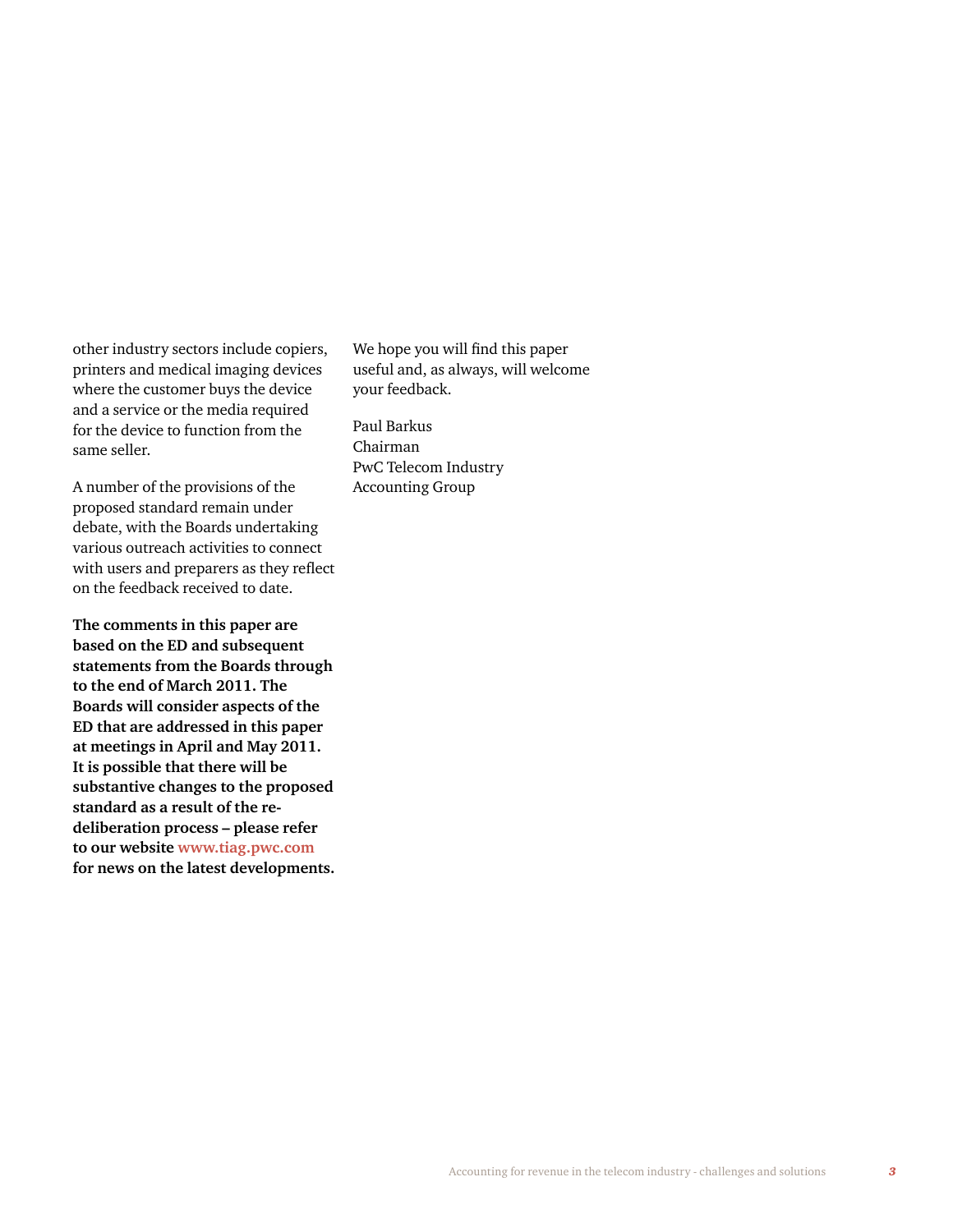other industry sectors include copiers, printers and medical imaging devices where the customer buys the device and a service or the media required for the device to function from the same seller.

A number of the provisions of the proposed standard remain under debate, with the Boards undertaking various outreach activities to connect with users and preparers as they reflect on the feedback received to date.

**The comments in this paper are based on the ED and subsequent statements from the Boards through to the end of March 2011. The Boards will consider aspects of the ED that are addressed in this paper at meetings in April and May 2011. It is possible that there will be substantive changes to the proposed standard as a result of the re-deliberation process – please refer to our website www.tiag.pwc.com for news on the latest developments.**

We hope you will find this paper useful and, as always, will welcome your feedback.

Paul Barkus
Chairman
PwC Telecom Industry
Accounting Group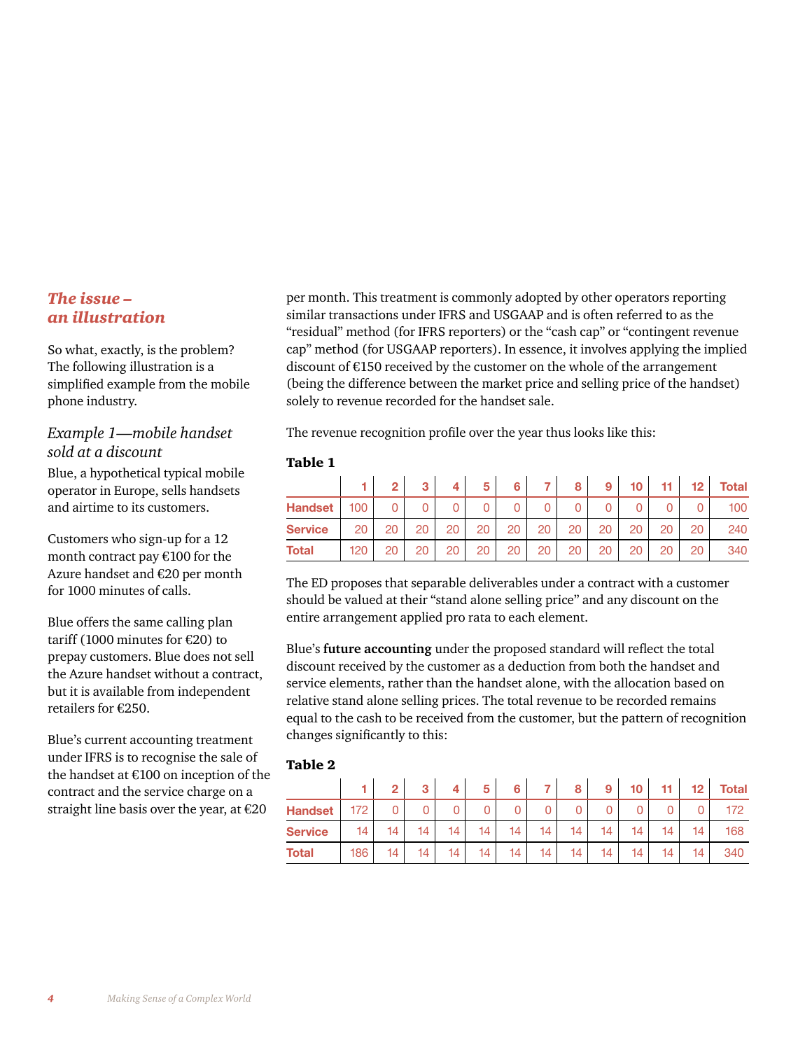## *The issue – an illustration*

So what, exactly, is the problem? The following illustration is a simplified example from the mobile phone industry.

### *Example 1—mobile handset sold at a discount*

Blue, a hypothetical typical mobile operator in Europe, sells handsets and airtime to its customers.

Customers who sign-up for a 12 month contract pay €100 for the Azure handset and €20 per month for 1000 minutes of calls.

Blue offers the same calling plan tariff (1000 minutes for €20) to prepay customers. Blue does not sell the Azure handset without a contract, but it is available from independent retailers for €250.

Blue's current accounting treatment under IFRS is to recognise the sale of the handset at €100 on inception of the contract and the service charge on a straight line basis over the year, at €20 per month. This treatment is commonly adopted by other operators reporting similar transactions under IFRS and USGAAP and is often referred to as the "residual" method (for IFRS reporters) or the "cash cap" or "contingent revenue cap" method (for USGAAP reporters). In essence, it involves applying the implied discount of €150 received by the customer on the whole of the arrangement (being the difference between the market price and selling price of the handset) solely to revenue recorded for the handset sale.

The revenue recognition profile over the year thus looks like this:

**Table 1**

| | 1 | 2 | 3 | 4 | 5 | 6 | 7 | 8 | 9 | 10 | 11 | 12 | Total |
|---|---|---|---|---|---|---|---|---|---|---|---|---|---|
| **Handset** | 100 | 0 | 0 | 0 | 0 | 0 | 0 | 0 | 0 | 0 | 0 | 0 | 100 |
| **Service** | 20 | 20 | 20 | 20 | 20 | 20 | 20 | 20 | 20 | 20 | 20 | 20 | 240 |
| **Total** | 120 | 20 | 20 | 20 | 20 | 20 | 20 | 20 | 20 | 20 | 20 | 20 | 340 |

The ED proposes that separable deliverables under a contract with a customer should be valued at their "stand alone selling price" and any discount on the entire arrangement applied pro rata to each element.

Blue's **future accounting** under the proposed standard will reflect the total discount received by the customer as a deduction from both the handset and service elements, rather than the handset alone, with the allocation based on relative stand alone selling prices. The total revenue to be recorded remains equal to the cash to be received from the customer, but the pattern of recognition changes significantly to this:

**Table 2**

| | 1 | 2 | 3 | 4 | 5 | 6 | 7 | 8 | 9 | 10 | 11 | 12 | Total |
|---|---|---|---|---|---|---|---|---|---|---|---|---|---|
| **Handset** | 172 | 0 | 0 | 0 | 0 | 0 | 0 | 0 | 0 | 0 | 0 | 0 | 172 |
| **Service** | 14 | 14 | 14 | 14 | 14 | 14 | 14 | 14 | 14 | 14 | 14 | 14 | 168 |
| **Total** | 186 | 14 | 14 | 14 | 14 | 14 | 14 | 14 | 14 | 14 | 14 | 14 | 340 |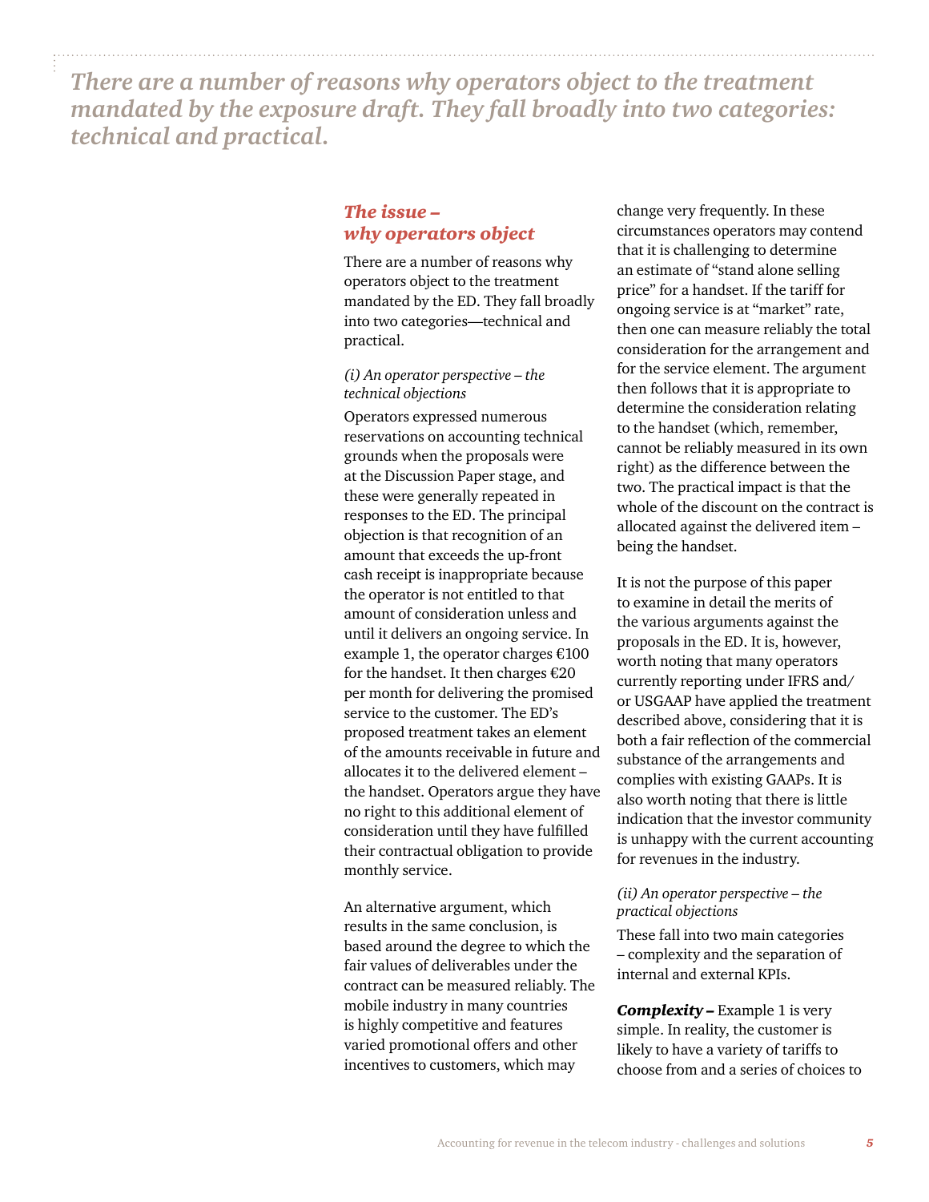*There are a number of reasons why operators object to the treatment mandated by the exposure draft. They fall broadly into two categories: technical and practical.*

## *The issue – why operators object*

There are a number of reasons why operators object to the treatment mandated by the ED. They fall broadly into two categories—technical and practical.

*(i) An operator perspective – the technical objections*

Operators expressed numerous reservations on accounting technical grounds when the proposals were at the Discussion Paper stage, and these were generally repeated in responses to the ED. The principal objection is that recognition of an amount that exceeds the up-front cash receipt is inappropriate because the operator is not entitled to that amount of consideration unless and until it delivers an ongoing service. In example 1, the operator charges €100 for the handset. It then charges €20 per month for delivering the promised service to the customer. The ED's proposed treatment takes an element of the amounts receivable in future and allocates it to the delivered element – the handset. Operators argue they have no right to this additional element of consideration until they have fulfilled their contractual obligation to provide monthly service.

An alternative argument, which results in the same conclusion, is based around the degree to which the fair values of deliverables under the contract can be measured reliably. The mobile industry in many countries is highly competitive and features varied promotional offers and other incentives to customers, which may change very frequently. In these circumstances operators may contend that it is challenging to determine an estimate of "stand alone selling price" for a handset. If the tariff for ongoing service is at "market" rate, then one can measure reliably the total consideration for the arrangement and for the service element. The argument then follows that it is appropriate to determine the consideration relating to the handset (which, remember, cannot be reliably measured in its own right) as the difference between the two. The practical impact is that the whole of the discount on the contract is allocated against the delivered item – being the handset.

It is not the purpose of this paper to examine in detail the merits of the various arguments against the proposals in the ED. It is, however, worth noting that many operators currently reporting under IFRS and/or USGAAP have applied the treatment described above, considering that it is both a fair reflection of the commercial substance of the arrangements and complies with existing GAAPs. It is also worth noting that there is little indication that the investor community is unhappy with the current accounting for revenues in the industry.

*(ii) An operator perspective – the practical objections*

These fall into two main categories – complexity and the separation of internal and external KPIs.

***Complexity –*** Example 1 is very simple. In reality, the customer is likely to have a variety of tariffs to choose from and a series of choices to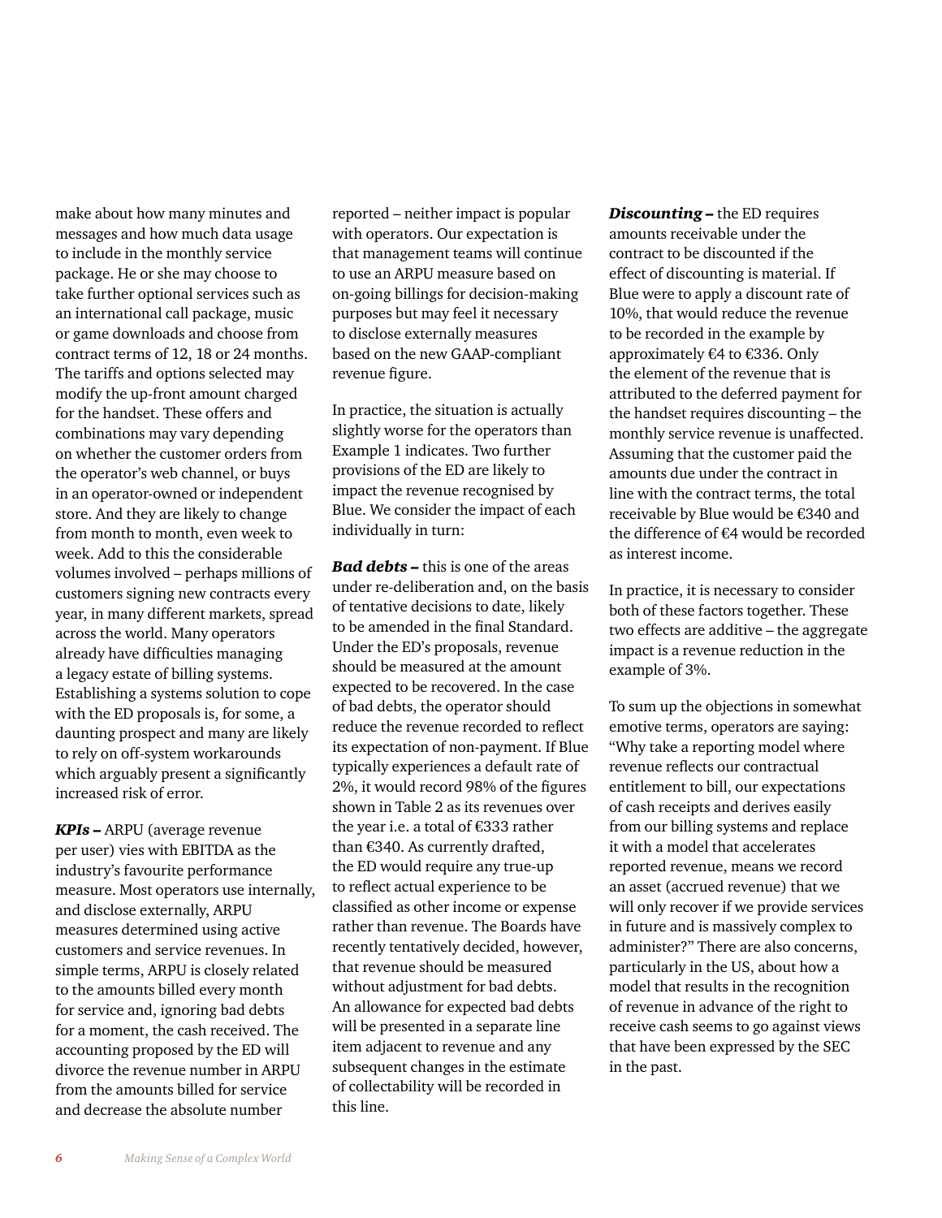make about how many minutes and messages and how much data usage to include in the monthly service package. He or she may choose to take further optional services such as an international call package, music or game downloads and choose from contract terms of 12, 18 or 24 months. The tariffs and options selected may modify the up-front amount charged for the handset. These offers and combinations may vary depending on whether the customer orders from the operator's web channel, or buys in an operator-owned or independent store. And they are likely to change from month to month, even week to week. Add to this the considerable volumes involved – perhaps millions of customers signing new contracts every year, in many different markets, spread across the world. Many operators already have difficulties managing a legacy estate of billing systems. Establishing a systems solution to cope with the ED proposals is, for some, a daunting prospect and many are likely to rely on off-system workarounds which arguably present a significantly increased risk of error.

***KPIs –*** ARPU (average revenue per user) vies with EBITDA as the industry's favourite performance measure. Most operators use internally, and disclose externally, ARPU measures determined using active customers and service revenues. In simple terms, ARPU is closely related to the amounts billed every month for service and, ignoring bad debts for a moment, the cash received. The accounting proposed by the ED will divorce the revenue number in ARPU from the amounts billed for service and decrease the absolute number reported – neither impact is popular with operators. Our expectation is that management teams will continue to use an ARPU measure based on on-going billings for decision-making purposes but may feel it necessary to disclose externally measures based on the new GAAP-compliant revenue figure.

In practice, the situation is actually slightly worse for the operators than Example 1 indicates. Two further provisions of the ED are likely to impact the revenue recognised by Blue. We consider the impact of each individually in turn:

***Bad debts –*** this is one of the areas under re-deliberation and, on the basis of tentative decisions to date, likely to be amended in the final Standard. Under the ED's proposals, revenue should be measured at the amount expected to be recovered. In the case of bad debts, the operator should reduce the revenue recorded to reflect its expectation of non-payment. If Blue typically experiences a default rate of 2%, it would record 98% of the figures shown in Table 2 as its revenues over the year i.e. a total of €333 rather than €340. As currently drafted, the ED would require any true-up to reflect actual experience to be classified as other income or expense rather than revenue. The Boards have recently tentatively decided, however, that revenue should be measured without adjustment for bad debts. An allowance for expected bad debts will be presented in a separate line item adjacent to revenue and any subsequent changes in the estimate of collectability will be recorded in this line.

***Discounting –*** the ED requires amounts receivable under the contract to be discounted if the effect of discounting is material. If Blue were to apply a discount rate of 10%, that would reduce the revenue to be recorded in the example by approximately €4 to €336. Only the element of the revenue that is attributed to the deferred payment for the handset requires discounting – the monthly service revenue is unaffected. Assuming that the customer paid the amounts due under the contract in line with the contract terms, the total receivable by Blue would be €340 and the difference of €4 would be recorded as interest income.

In practice, it is necessary to consider both of these factors together. These two effects are additive – the aggregate impact is a revenue reduction in the example of 3%.

To sum up the objections in somewhat emotive terms, operators are saying: "Why take a reporting model where revenue reflects our contractual entitlement to bill, our expectations of cash receipts and derives easily from our billing systems and replace it with a model that accelerates reported revenue, means we record an asset (accrued revenue) that we will only recover if we provide services in future and is massively complex to administer?" There are also concerns, particularly in the US, about how a model that results in the recognition of revenue in advance of the right to receive cash seems to go against views that have been expressed by the SEC in the past.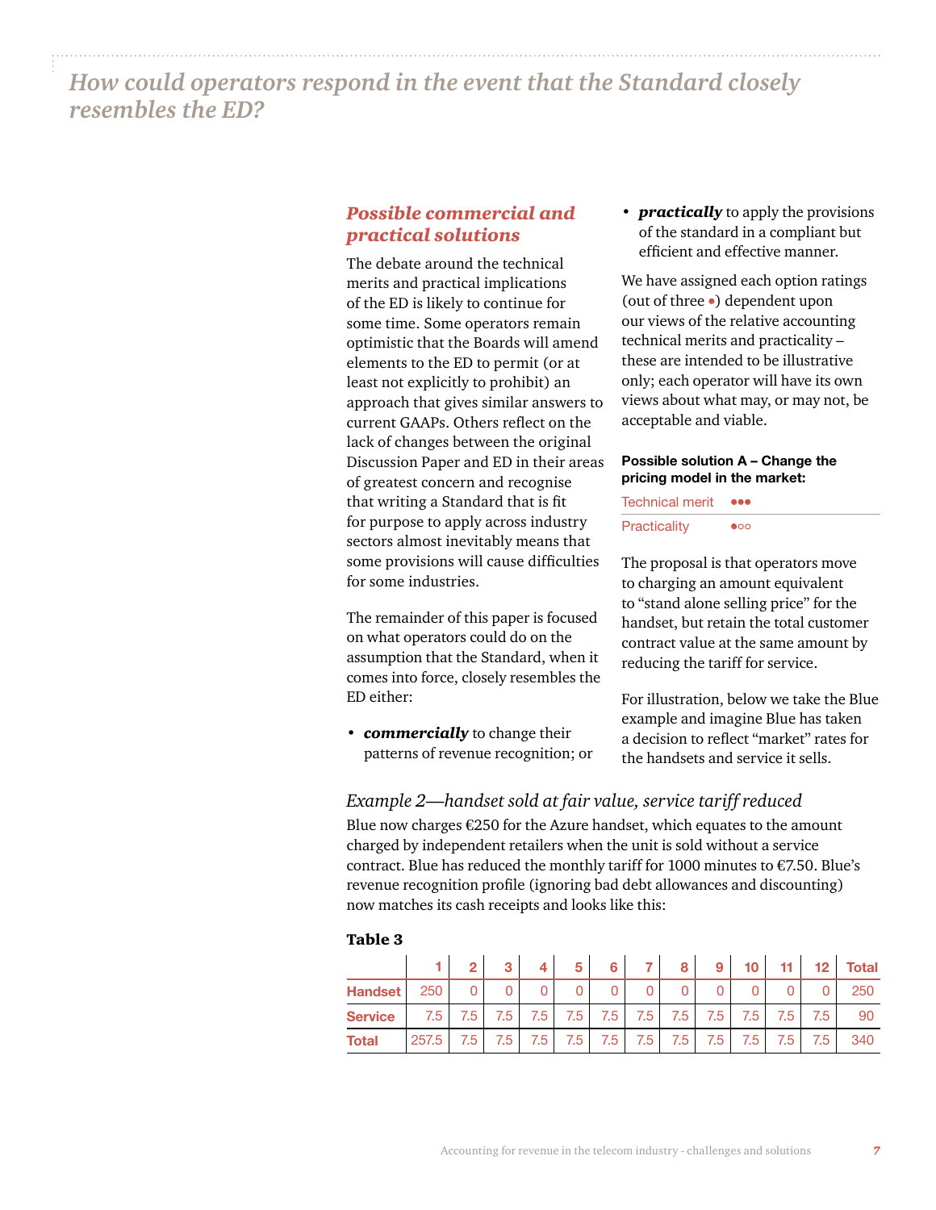# How could operators respond in the event that the Standard closely resembles the ED?

## *Possible commercial and practical solutions*

The debate around the technical merits and practical implications of the ED is likely to continue for some time. Some operators remain optimistic that the Boards will amend elements to the ED to permit (or at least not explicitly to prohibit) an approach that gives similar answers to current GAAPs. Others reflect on the lack of changes between the original Discussion Paper and ED in their areas of greatest concern and recognise that writing a Standard that is fit for purpose to apply across industry sectors almost inevitably means that some provisions will cause difficulties for some industries.

The remainder of this paper is focused on what operators could do on the assumption that the Standard, when it comes into force, closely resembles the ED either:

- ***commercially*** to change their patterns of revenue recognition; or
- ***practically*** to apply the provisions of the standard in a compliant but efficient and effective manner.

We have assigned each option ratings (out of three ●) dependent upon our views of the relative accounting technical merits and practicality – these are intended to be illustrative only; each operator will have its own views about what may, or may not, be acceptable and viable.

**Possible solution A – Change the pricing model in the market:**

| | |
|---|---|
| Technical merit | ●●● |
| Practicality | ●○○ |

The proposal is that operators move to charging an amount equivalent to "stand alone selling price" for the handset, but retain the total customer contract value at the same amount by reducing the tariff for service.

For illustration, below we take the Blue example and imagine Blue has taken a decision to reflect "market" rates for the handsets and service it sells.

### *Example 2—handset sold at fair value, service tariff reduced*

Blue now charges €250 for the Azure handset, which equates to the amount charged by independent retailers when the unit is sold without a service contract. Blue has reduced the monthly tariff for 1000 minutes to €7.50. Blue's revenue recognition profile (ignoring bad debt allowances and discounting) now matches its cash receipts and looks like this:

**Table 3**

| | 1 | 2 | 3 | 4 | 5 | 6 | 7 | 8 | 9 | 10 | 11 | 12 | Total |
|---|---|---|---|---|---|---|---|---|---|---|---|---|---|
| **Handset** | 250 | 0 | 0 | 0 | 0 | 0 | 0 | 0 | 0 | 0 | 0 | 0 | 250 |
| **Service** | 7.5 | 7.5 | 7.5 | 7.5 | 7.5 | 7.5 | 7.5 | 7.5 | 7.5 | 7.5 | 7.5 | 7.5 | 90 |
| **Total** | 257.5 | 7.5 | 7.5 | 7.5 | 7.5 | 7.5 | 7.5 | 7.5 | 7.5 | 7.5 | 7.5 | 7.5 | 340 |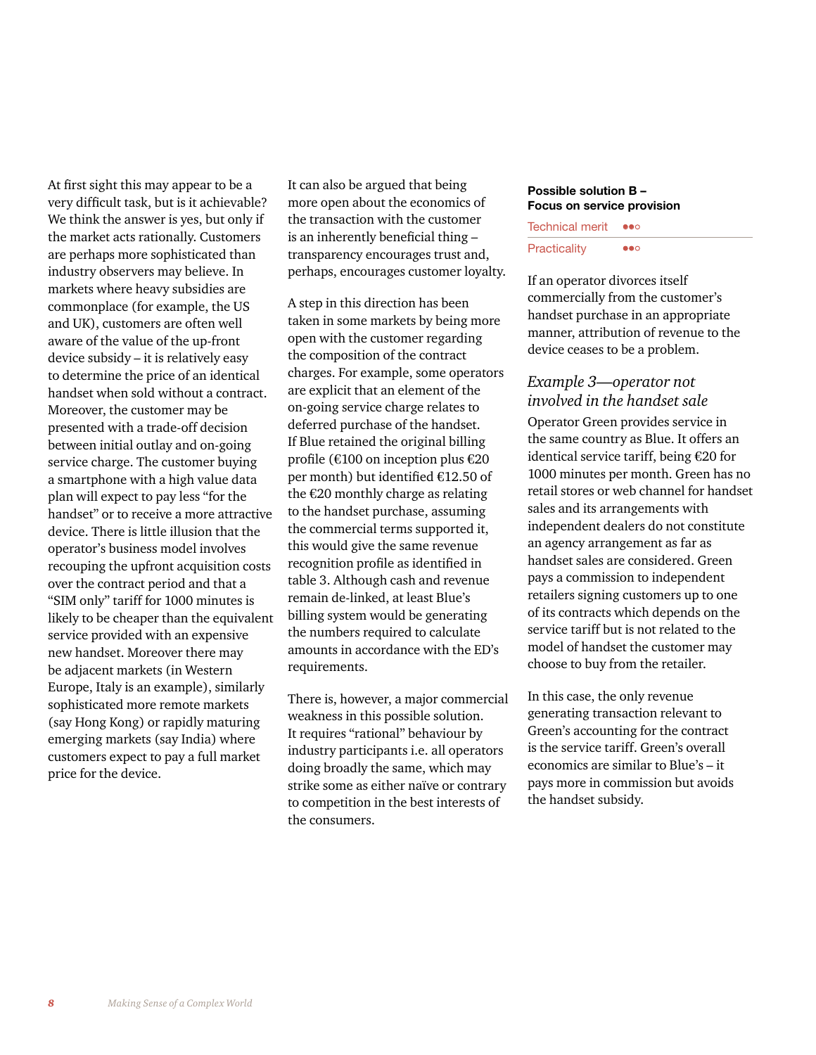At first sight this may appear to be a very difficult task, but is it achievable? We think the answer is yes, but only if the market acts rationally. Customers are perhaps more sophisticated than industry observers may believe. In markets where heavy subsidies are commonplace (for example, the US and UK), customers are often well aware of the value of the up-front device subsidy – it is relatively easy to determine the price of an identical handset when sold without a contract. Moreover, the customer may be presented with a trade-off decision between initial outlay and on-going service charge. The customer buying a smartphone with a high value data plan will expect to pay less "for the handset" or to receive a more attractive device. There is little illusion that the operator's business model involves recouping the upfront acquisition costs over the contract period and that a "SIM only" tariff for 1000 minutes is likely to be cheaper than the equivalent service provided with an expensive new handset. Moreover there may be adjacent markets (in Western Europe, Italy is an example), similarly sophisticated more remote markets (say Hong Kong) or rapidly maturing emerging markets (say India) where customers expect to pay a full market price for the device.

It can also be argued that being more open about the economics of the transaction with the customer is an inherently beneficial thing – transparency encourages trust and, perhaps, encourages customer loyalty.

A step in this direction has been taken in some markets by being more open with the customer regarding the composition of the contract charges. For example, some operators are explicit that an element of the on-going service charge relates to deferred purchase of the handset. If Blue retained the original billing profile (€100 on inception plus €20 per month) but identified €12.50 of the €20 monthly charge as relating to the handset purchase, assuming the commercial terms supported it, this would give the same revenue recognition profile as identified in table 3. Although cash and revenue remain de-linked, at least Blue's billing system would be generating the numbers required to calculate amounts in accordance with the ED's requirements.

There is, however, a major commercial weakness in this possible solution. It requires "rational" behaviour by industry participants i.e. all operators doing broadly the same, which may strike some as either naïve or contrary to competition in the best interests of the consumers.

**Possible solution B – Focus on service provision**

| Technical merit | ●●○ |
|---|---|
| Practicality | ●●○ |

If an operator divorces itself commercially from the customer's handset purchase in an appropriate manner, attribution of revenue to the device ceases to be a problem.

### *Example 3—operator not involved in the handset sale*

Operator Green provides service in the same country as Blue. It offers an identical service tariff, being €20 for 1000 minutes per month. Green has no retail stores or web channel for handset sales and its arrangements with independent dealers do not constitute an agency arrangement as far as handset sales are considered. Green pays a commission to independent retailers signing customers up to one of its contracts which depends on the service tariff but is not related to the model of handset the customer may choose to buy from the retailer.

In this case, the only revenue generating transaction relevant to Green's accounting for the contract is the service tariff. Green's overall economics are similar to Blue's – it pays more in commission but avoids the handset subsidy.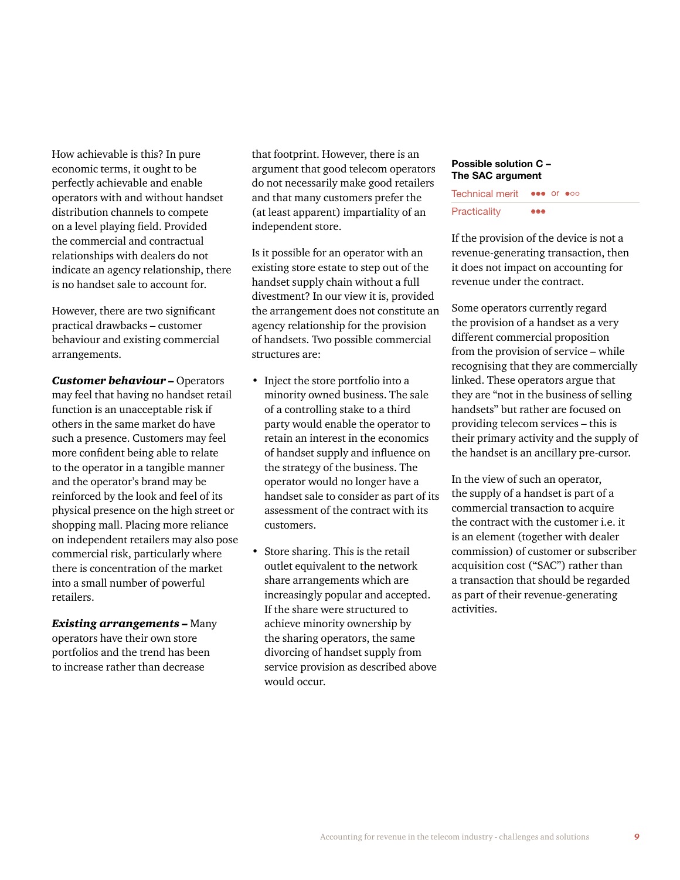How achievable is this? In pure economic terms, it ought to be perfectly achievable and enable operators with and without handset distribution channels to compete on a level playing field. Provided the commercial and contractual relationships with dealers do not indicate an agency relationship, there is no handset sale to account for.

However, there are two significant practical drawbacks – customer behaviour and existing commercial arrangements.

***Customer behaviour –*** Operators may feel that having no handset retail function is an unacceptable risk if others in the same market do have such a presence. Customers may feel more confident being able to relate to the operator in a tangible manner and the operator's brand may be reinforced by the look and feel of its physical presence on the high street or shopping mall. Placing more reliance on independent retailers may also pose commercial risk, particularly where there is concentration of the market into a small number of powerful retailers.

***Existing arrangements –*** Many operators have their own store portfolios and the trend has been to increase rather than decrease that footprint. However, there is an argument that good telecom operators do not necessarily make good retailers and that many customers prefer the (at least apparent) impartiality of an independent store.

Is it possible for an operator with an existing store estate to step out of the handset supply chain without a full divestment? In our view it is, provided the arrangement does not constitute an agency relationship for the provision of handsets. Two possible commercial structures are:

- Inject the store portfolio into a minority owned business. The sale of a controlling stake to a third party would enable the operator to retain an interest in the economics of handset supply and influence on the strategy of the business. The operator would no longer have a handset sale to consider as part of its assessment of the contract with its customers.
- Store sharing. This is the retail outlet equivalent to the network share arrangements which are increasingly popular and accepted. If the share were structured to achieve minority ownership by the sharing operators, the same divorcing of handset supply from service provision as described above would occur.

### Possible solution C – The SAC argument

| | |
|---|---|
| Technical merit | ●●● or ●○○ |
| Practicality | ●●● |

If the provision of the device is not a revenue-generating transaction, then it does not impact on accounting for revenue under the contract.

Some operators currently regard the provision of a handset as a very different commercial proposition from the provision of service – while recognising that they are commercially linked. These operators argue that they are "not in the business of selling handsets" but rather are focused on providing telecom services – this is their primary activity and the supply of the handset is an ancillary pre-cursor.

In the view of such an operator, the supply of a handset is part of a commercial transaction to acquire the contract with the customer i.e. it is an element (together with dealer commission) of customer or subscriber acquisition cost ("SAC") rather than a transaction that should be regarded as part of their revenue-generating activities.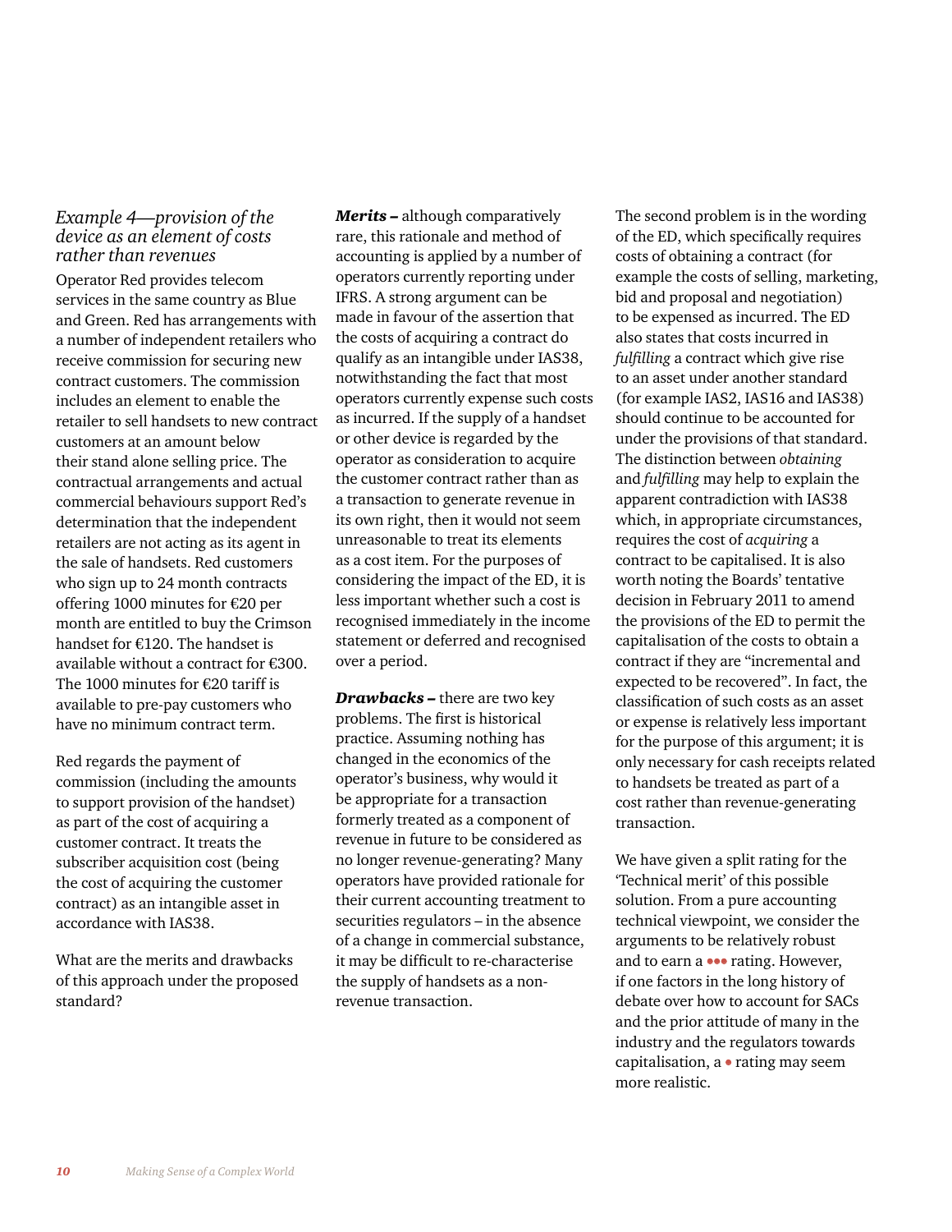### *Example 4—provision of the device as an element of costs rather than revenues*

Operator Red provides telecom services in the same country as Blue and Green. Red has arrangements with a number of independent retailers who receive commission for securing new contract customers. The commission includes an element to enable the retailer to sell handsets to new contract customers at an amount below their stand alone selling price. The contractual arrangements and actual commercial behaviours support Red's determination that the independent retailers are not acting as its agent in the sale of handsets. Red customers who sign up to 24 month contracts offering 1000 minutes for €20 per month are entitled to buy the Crimson handset for €120. The handset is available without a contract for €300. The 1000 minutes for €20 tariff is available to pre-pay customers who have no minimum contract term.

Red regards the payment of commission (including the amounts to support provision of the handset) as part of the cost of acquiring a customer contract. It treats the subscriber acquisition cost (being the cost of acquiring the customer contract) as an intangible asset in accordance with IAS38.

What are the merits and drawbacks of this approach under the proposed standard?

***Merits –*** although comparatively rare, this rationale and method of accounting is applied by a number of operators currently reporting under IFRS. A strong argument can be made in favour of the assertion that the costs of acquiring a contract do qualify as an intangible under IAS38, notwithstanding the fact that most operators currently expense such costs as incurred. If the supply of a handset or other device is regarded by the operator as consideration to acquire the customer contract rather than as a transaction to generate revenue in its own right, then it would not seem unreasonable to treat its elements as a cost item. For the purposes of considering the impact of the ED, it is less important whether such a cost is recognised immediately in the income statement or deferred and recognised over a period.

***Drawbacks –*** there are two key problems. The first is historical practice. Assuming nothing has changed in the economics of the operator's business, why would it be appropriate for a transaction formerly treated as a component of revenue in future to be considered as no longer revenue-generating? Many operators have provided rationale for their current accounting treatment to securities regulators – in the absence of a change in commercial substance, it may be difficult to re-characterise the supply of handsets as a non-revenue transaction.

The second problem is in the wording of the ED, which specifically requires costs of obtaining a contract (for example the costs of selling, marketing, bid and proposal and negotiation) to be expensed as incurred. The ED also states that costs incurred in *fulfilling* a contract which give rise to an asset under another standard (for example IAS2, IAS16 and IAS38) should continue to be accounted for under the provisions of that standard. The distinction between *obtaining* and *fulfilling* may help to explain the apparent contradiction with IAS38 which, in appropriate circumstances, requires the cost of *acquiring* a contract to be capitalised. It is also worth noting the Boards' tentative decision in February 2011 to amend the provisions of the ED to permit the capitalisation of the costs to obtain a contract if they are "incremental and expected to be recovered". In fact, the classification of such costs as an asset or expense is relatively less important for the purpose of this argument; it is only necessary for cash receipts related to handsets be treated as part of a cost rather than revenue-generating transaction.

We have given a split rating for the 'Technical merit' of this possible solution. From a pure accounting technical viewpoint, we consider the arguments to be relatively robust and to earn a ●●● rating. However, if one factors in the long history of debate over how to account for SACs and the prior attitude of many in the industry and the regulators towards capitalisation, a ● rating may seem more realistic.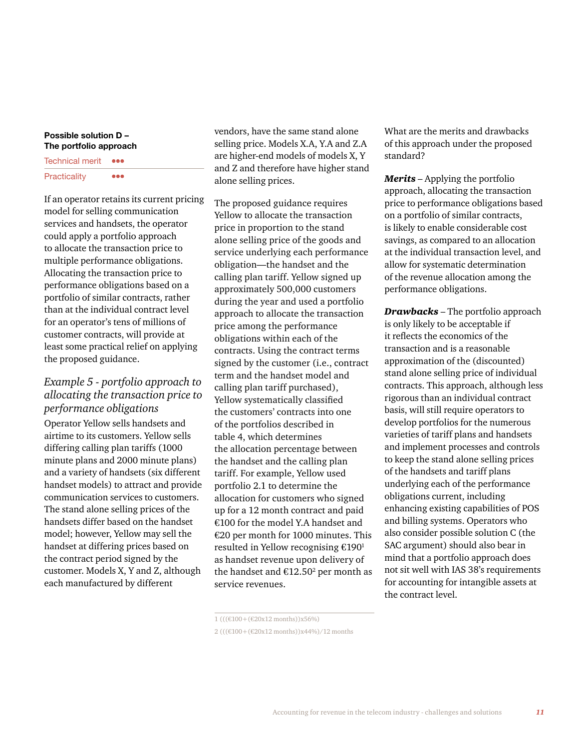**Possible solution D – The portfolio approach**

Technical merit ●●●

Practicality ●●●

If an operator retains its current pricing model for selling communication services and handsets, the operator could apply a portfolio approach to allocate the transaction price to multiple performance obligations. Allocating the transaction price to performance obligations based on a portfolio of similar contracts, rather than at the individual contract level for an operator's tens of millions of customer contracts, will provide at least some practical relief on applying the proposed guidance.

### *Example 5 - portfolio approach to allocating the transaction price to performance obligations*

Operator Yellow sells handsets and airtime to its customers. Yellow sells differing calling plan tariffs (1000 minute plans and 2000 minute plans) and a variety of handsets (six different handset models) to attract and provide communication services to customers. The stand alone selling prices of the handsets differ based on the handset model; however, Yellow may sell the handset at differing prices based on the contract period signed by the customer. Models X, Y and Z, although each manufactured by different vendors, have the same stand alone selling price. Models X.A, Y.A and Z.A are higher-end models of models X, Y and Z and therefore have higher stand alone selling prices.

The proposed guidance requires Yellow to allocate the transaction price in proportion to the stand alone selling price of the goods and service underlying each performance obligation—the handset and the calling plan tariff. Yellow signed up approximately 500,000 customers during the year and used a portfolio approach to allocate the transaction price among the performance obligations within each of the contracts. Using the contract terms signed by the customer (i.e., contract term and the handset model and calling plan tariff purchased), Yellow systematically classified the customers' contracts into one of the portfolios described in table 4, which determines the allocation percentage between the handset and the calling plan tariff. For example, Yellow used portfolio 2.1 to determine the allocation for customers who signed up for a 12 month contract and paid €100 for the model Y.A handset and €20 per month for 1000 minutes. This resulted in Yellow recognising €190[1] as handset revenue upon delivery of the handset and €12.50[2] per month as service revenues.

What are the merits and drawbacks of this approach under the proposed standard?

***Merits*** – Applying the portfolio approach, allocating the transaction price to performance obligations based on a portfolio of similar contracts, is likely to enable considerable cost savings, as compared to an allocation at the individual transaction level, and allow for systematic determination of the revenue allocation among the performance obligations.

***Drawbacks*** – The portfolio approach is only likely to be acceptable if it reflects the economics of the transaction and is a reasonable approximation of the (discounted) stand alone selling price of individual contracts. This approach, although less rigorous than an individual contract basis, will still require operators to develop portfolios for the numerous varieties of tariff plans and handsets and implement processes and controls to keep the stand alone selling prices of the handsets and tariff plans underlying each of the performance obligations current, including enhancing existing capabilities of POS and billing systems. Operators who also consider possible solution C (the SAC argument) should also bear in mind that a portfolio approach does not sit well with IAS 38's requirements for accounting for intangible assets at the contract level.

---

1 (((€100+(€20x12 months))x56%)

2 (((€100+(€20x12 months))x44%)/12 months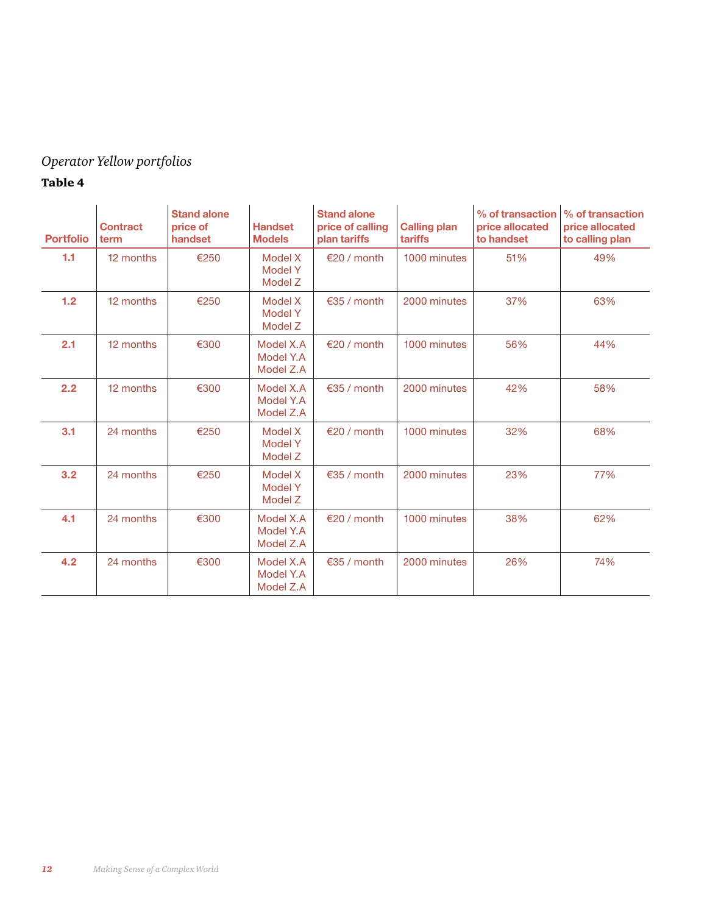*Operator Yellow portfolios*

**Table 4**

| Portfolio | Contract term | Stand alone price of handset | Handset Models | Stand alone price of calling plan tariffs | Calling plan tariffs | % of transaction price allocated to handset | % of transaction price allocated to calling plan |
|---|---|---|---|---|---|---|---|
| **1.1** | 12 months | €250 | Model X<br>Model Y<br>Model Z | €20 / month | 1000 minutes | 51% | 49% |
| **1.2** | 12 months | €250 | Model X<br>Model Y<br>Model Z | €35 / month | 2000 minutes | 37% | 63% |
| **2.1** | 12 months | €300 | Model X.A<br>Model Y.A<br>Model Z.A | €20 / month | 1000 minutes | 56% | 44% |
| **2.2** | 12 months | €300 | Model X.A<br>Model Y.A<br>Model Z.A | €35 / month | 2000 minutes | 42% | 58% |
| **3.1** | 24 months | €250 | Model X<br>Model Y<br>Model Z | €20 / month | 1000 minutes | 32% | 68% |
| **3.2** | 24 months | €250 | Model X<br>Model Y<br>Model Z | €35 / month | 2000 minutes | 23% | 77% |
| **4.1** | 24 months | €300 | Model X.A<br>Model Y.A<br>Model Z.A | €20 / month | 1000 minutes | 38% | 62% |
| **4.2** | 24 months | €300 | Model X.A<br>Model Y.A<br>Model Z.A | €35 / month | 2000 minutes | 26% | 74% |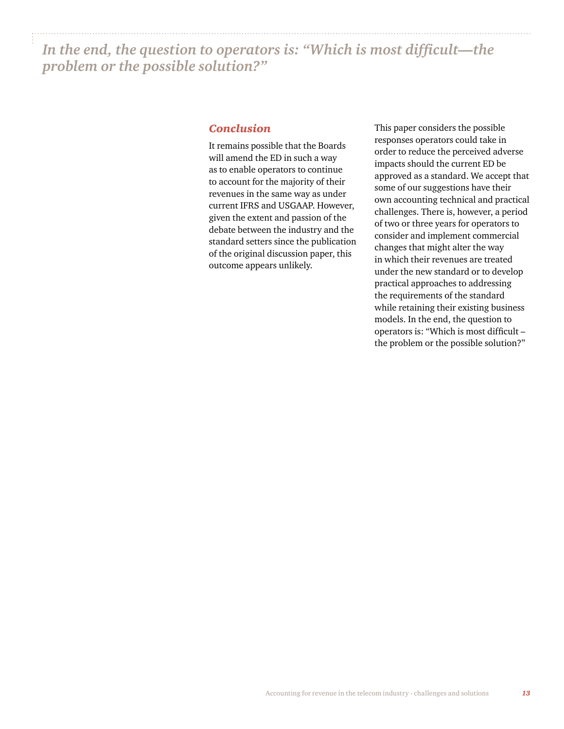*In the end, the question to operators is: "Which is most difficult—the problem or the possible solution?"*

## Conclusion

It remains possible that the Boards will amend the ED in such a way as to enable operators to continue to account for the majority of their revenues in the same way as under current IFRS and USGAAP. However, given the extent and passion of the debate between the industry and the standard setters since the publication of the original discussion paper, this outcome appears unlikely.

This paper considers the possible responses operators could take in order to reduce the perceived adverse impacts should the current ED be approved as a standard. We accept that some of our suggestions have their own accounting technical and practical challenges. There is, however, a period of two or three years for operators to consider and implement commercial changes that might alter the way in which their revenues are treated under the new standard or to develop practical approaches to addressing the requirements of the standard while retaining their existing business models. In the end, the question to operators is: "Which is most difficult – the problem or the possible solution?"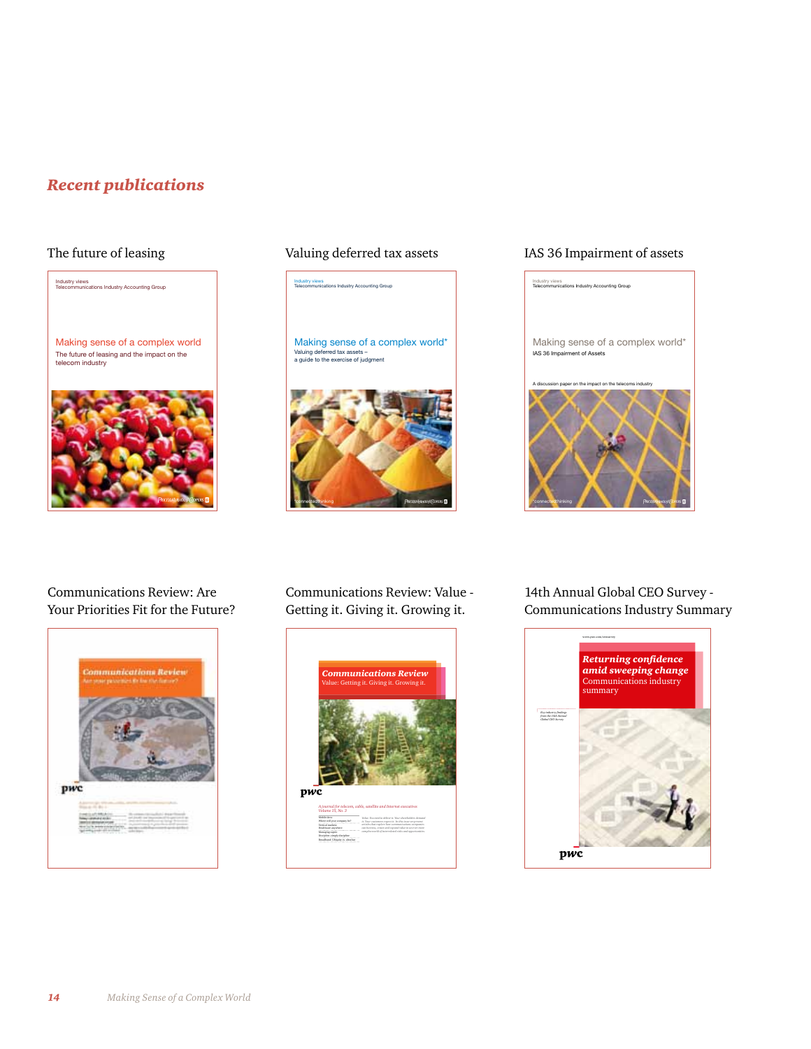## *Recent publications*

The future of leasing

Valuing deferred tax assets

IAS 36 Impairment of assets

Communications Review: Are Your Priorities Fit for the Future?

Communications Review: Value - Getting it. Giving it. Growing it.

14th Annual Global CEO Survey - Communications Industry Summary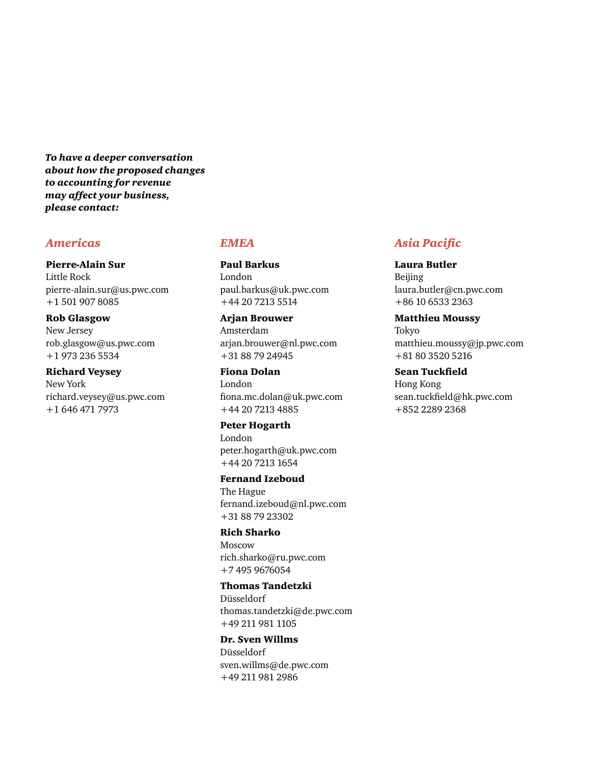***To have a deeper conversation about how the proposed changes to accounting for revenue may affect your business, please contact:***

## *Americas*

**Pierre-Alain Sur**
Little Rock
pierre-alain.sur@us.pwc.com
+1 501 907 8085

**Rob Glasgow**
New Jersey
rob.glasgow@us.pwc.com
+1 973 236 5534

**Richard Veysey**
New York
richard.veysey@us.pwc.com
+1 646 471 7973

## *EMEA*

**Paul Barkus**
London
paul.barkus@uk.pwc.com
+44 20 7213 5514

**Arjan Brouwer**
Amsterdam
arjan.brouwer@nl.pwc.com
+31 88 79 24945

**Fiona Dolan**
London
fiona.mc.dolan@uk.pwc.com
+44 20 7213 4885

**Peter Hogarth**
London
peter.hogarth@uk.pwc.com
+44 20 7213 1654

**Fernand Izeboud**
The Hague
fernand.izeboud@nl.pwc.com
+31 88 79 23302

**Rich Sharko**
Moscow
rich.sharko@ru.pwc.com
+7 495 9676054

**Thomas Tandetzki**
Düsseldorf
thomas.tandetzki@de.pwc.com
+49 211 981 1105

**Dr. Sven Willms**
Düsseldorf
sven.willms@de.pwc.com
+49 211 981 2986

## *Asia Pacific*

**Laura Butler**
Beijing
laura.butler@cn.pwc.com
+86 10 6533 2363

**Matthieu Moussy**
Tokyo
matthieu.moussy@jp.pwc.com
+81 80 3520 5216

**Sean Tuckfield**
Hong Kong
sean.tuckfield@hk.pwc.com
+852 2289 2368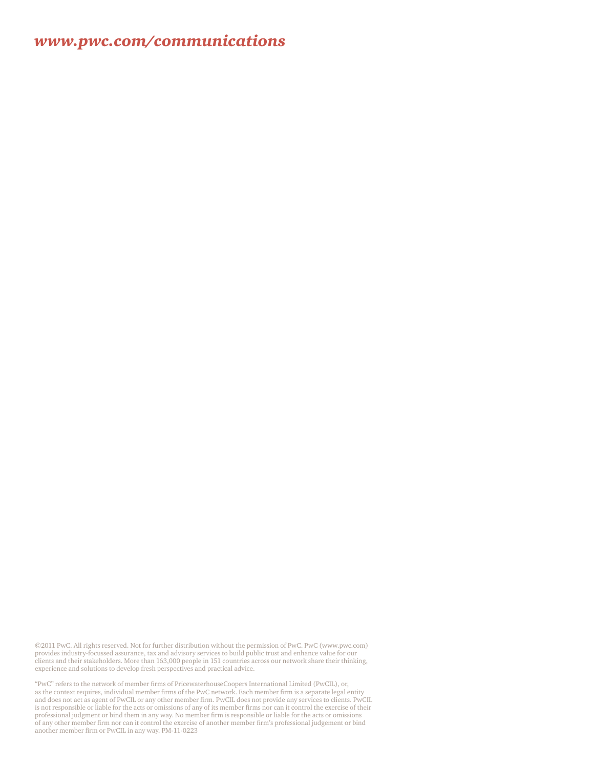***www.pwc.com/communications***

©2011 PwC. All rights reserved. Not for further distribution without the permission of PwC. PwC (www.pwc.com) provides industry-focussed assurance, tax and advisory services to build public trust and enhance value for our clients and their stakeholders. More than 163,000 people in 151 countries across our network share their thinking, experience and solutions to develop fresh perspectives and practical advice.

"PwC" refers to the network of member firms of PricewaterhouseCoopers International Limited (PwCIL), or, as the context requires, individual member firms of the PwC network. Each member firm is a separate legal entity and does not act as agent of PwCIL or any other member firm. PwCIL does not provide any services to clients. PwCIL is not responsible or liable for the acts or omissions of any of its member firms nor can it control the exercise of their professional judgment or bind them in any way. No member firm is responsible or liable for the acts or omissions of any other member firm nor can it control the exercise of another member firm's professional judgement or bind another member firm or PwCIL in any way. PM-11-0223